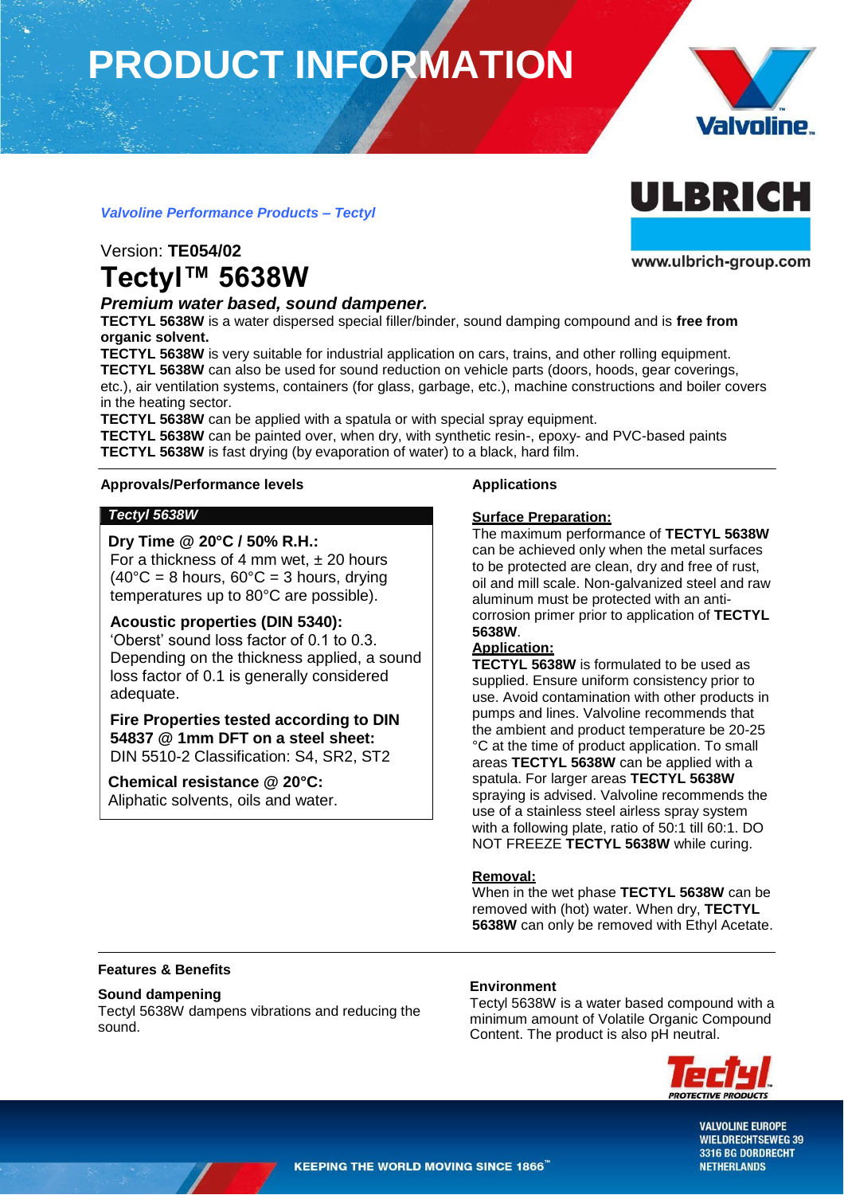# PRODUCT INFORMATION

*Valvoline Performance Products – Tectyl*

Version: **TE054/02**

# Tectyl™ 5638W

***Premium water based, sound dampener.***

**TECTYL 5638W** is a water dispersed special filler/binder, sound damping compound and is **free from organic solvent.**
**TECTYL 5638W** is very suitable for industrial application on cars, trains, and other rolling equipment.
**TECTYL 5638W** can also be used for sound reduction on vehicle parts (doors, hoods, gear coverings, etc.), air ventilation systems, containers (for glass, garbage, etc.), machine constructions and boiler covers in the heating sector.
**TECTYL 5638W** can be applied with a spatula or with special spray equipment.
**TECTYL 5638W** can be painted over, when dry, with synthetic resin-, epoxy- and PVC-based paints
**TECTYL 5638W** is fast drying (by evaporation of water) to a black, hard film.

## Approvals/Performance levels

***Tectyl 5638W***

**Dry Time @ 20°C / 50% R.H.:**
For a thickness of 4 mm wet, ± 20 hours (40°C = 8 hours, 60°C = 3 hours, drying temperatures up to 80°C are possible).

**Acoustic properties (DIN 5340):**
'Oberst' sound loss factor of 0.1 to 0.3. Depending on the thickness applied, a sound loss factor of 0.1 is generally considered adequate.

**Fire Properties tested according to DIN 54837 @ 1mm DFT on a steel sheet:**
DIN 5510-2 Classification: S4, SR2, ST2

**Chemical resistance @ 20°C:**
Aliphatic solvents, oils and water.

## Applications

**Surface Preparation:**
The maximum performance of **TECTYL 5638W** can be achieved only when the metal surfaces to be protected are clean, dry and free of rust, oil and mill scale. Non-galvanized steel and raw aluminum must be protected with an anti-corrosion primer prior to application of **TECTYL 5638W**.

**Application:**
**TECTYL 5638W** is formulated to be used as supplied. Ensure uniform consistency prior to use. Avoid contamination with other products in pumps and lines. Valvoline recommends that the ambient and product temperature be 20-25 °C at the time of product application. To small areas **TECTYL 5638W** can be applied with a spatula. For larger areas **TECTYL 5638W** spraying is advised. Valvoline recommends the use of a stainless steel airless spray system with a following plate, ratio of 50:1 till 60:1. DO NOT FREEZE **TECTYL 5638W** while curing.

**Removal:**
When in the wet phase **TECTYL 5638W** can be removed with (hot) water. When dry, **TECTYL 5638W** can only be removed with Ethyl Acetate.

## Features & Benefits

**Sound dampening**
Tectyl 5638W dampens vibrations and reducing the sound.

**Environment**
Tectyl 5638W is a water based compound with a minimum amount of Volatile Organic Compound Content. The product is also pH neutral.

KEEPING THE WORLD MOVING SINCE 1866™

VALVOLINE EUROPE
WIELDRECHTSEWEG 39
3316 BG DORDRECHT
NETHERLANDS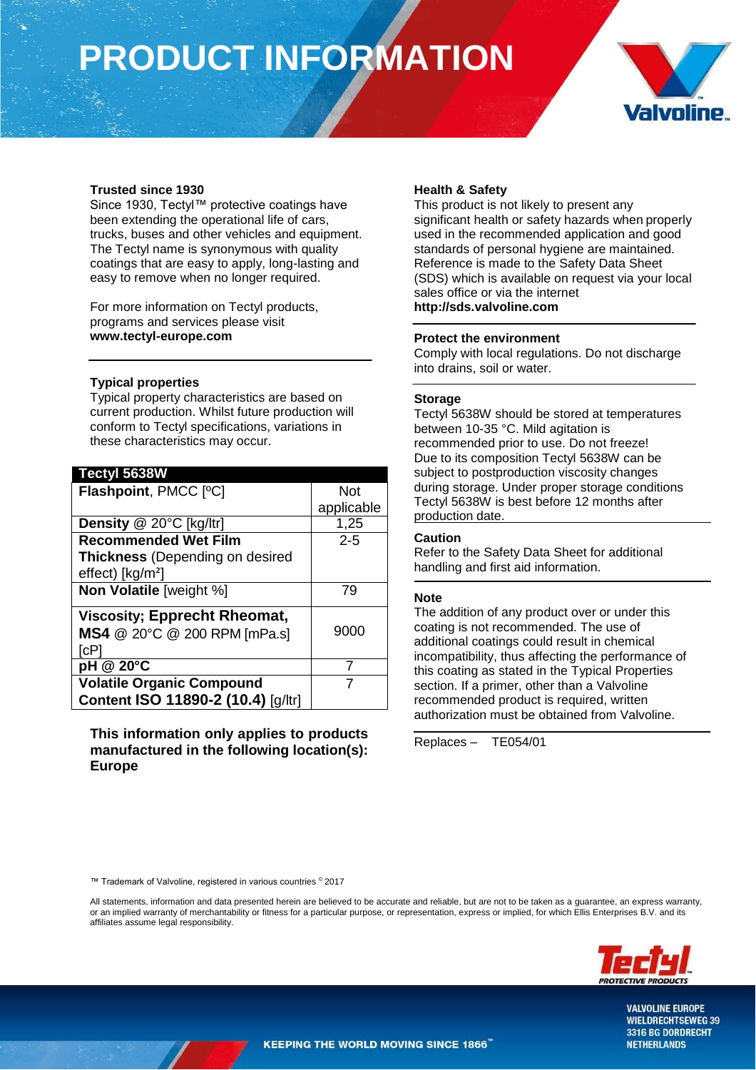# PRODUCT INFORMATION

**Trusted since 1930**

Since 1930, Tectyl™ protective coatings have been extending the operational life of cars, trucks, buses and other vehicles and equipment. The Tectyl name is synonymous with quality coatings that are easy to apply, long-lasting and easy to remove when no longer required.

For more information on Tectyl products, programs and services please visit
**www.tectyl-europe.com**

**Typical properties**

Typical property characteristics are based on current production. Whilst future production will conform to Tectyl specifications, variations in these characteristics may occur.

| Tectyl 5638W | |
|---|---|
| **Flashpoint**, PMCC [ºC] | Not applicable |
| **Density** @ 20°C [kg/ltr] | 1,25 |
| **Recommended Wet Film Thickness** (Depending on desired effect) [kg/m²] | 2-5 |
| **Non Volatile** [weight %] | 79 |
| **Viscosity; Epprecht Rheomat, MS4** @ 20°C @ 200 RPM [mPa.s] [cP] | 9000 |
| **pH @ 20°C** | 7 |
| **Volatile Organic Compound Content ISO 11890-2 (10.4)** [g/ltr] | 7 |

**This information only applies to products manufactured in the following location(s): Europe**

**Health & Safety**

This product is not likely to present any significant health or safety hazards when properly used in the recommended application and good standards of personal hygiene are maintained. Reference is made to the Safety Data Sheet (SDS) which is available on request via your local sales office or via the internet
**http://sds.valvoline.com**

**Protect the environment**

Comply with local regulations. Do not discharge into drains, soil or water.

**Storage**

Tectyl 5638W should be stored at temperatures between 10-35 °C. Mild agitation is recommended prior to use. Do not freeze! Due to its composition Tectyl 5638W can be subject to postproduction viscosity changes during storage. Under proper storage conditions Tectyl 5638W is best before 12 months after production date.

**Caution**

Refer to the Safety Data Sheet for additional handling and first aid information.

**Note**

The addition of any product over or under this coating is not recommended. The use of additional coatings could result in chemical incompatibility, thus affecting the performance of this coating as stated in the Typical Properties section. If a primer, other than a Valvoline recommended product is required, written authorization must be obtained from Valvoline.

Replaces – TE054/01

™ Trademark of Valvoline, registered in various countries © 2017

All statements, information and data presented herein are believed to be accurate and reliable, but are not to be taken as a guarantee, an express warranty, or an implied warranty of merchantability or fitness for a particular purpose, or representation, express or implied, for which Ellis Enterprises B.V. and its affiliates assume legal responsibility.

KEEPING THE WORLD MOVING SINCE 1866™

VALVOLINE EUROPE
WIELDRECHTSEWEG 39
3316 BG DORDRECHT
NETHERLANDS